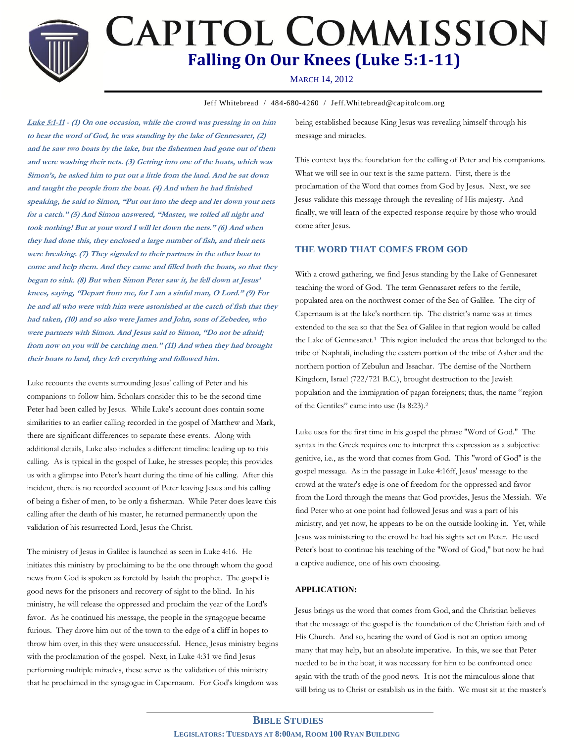# CAPITOL COMMISSION

## Falling On Our Knees (Luke 5:1-11)

MARCH 14, 2012

Jeff Whitebread / 484-680-4260 / Jeff.Whitebread@capitolcom.org

***Luke 5:1-11* - (1) On one occasion, while the crowd was pressing in on him to hear the word of God, he was standing by the lake of Gennesaret, (2) and he saw two boats by the lake, but the fishermen had gone out of them and were washing their nets. (3) Getting into one of the boats, which was Simon's, he asked him to put out a little from the land. And he sat down and taught the people from the boat. (4) And when he had finished speaking, he said to Simon, "Put out into the deep and let down your nets for a catch." (5) And Simon answered, "Master, we toiled all night and took nothing! But at your word I will let down the nets." (6) And when they had done this, they enclosed a large number of fish, and their nets were breaking. (7) They signaled to their partners in the other boat to come and help them. And they came and filled both the boats, so that they began to sink. (8) But when Simon Peter saw it, he fell down at Jesus' knees, saying, "Depart from me, for I am a sinful man, O Lord." (9) For he and all who were with him were astonished at the catch of fish that they had taken, (10) and so also were James and John, sons of Zebedee, who were partners with Simon. And Jesus said to Simon, "Do not be afraid; from now on you will be catching men." (11) And when they had brought their boats to land, they left everything and followed him.***

Luke recounts the events surrounding Jesus' calling of Peter and his companions to follow him. Scholars consider this to be the second time Peter had been called by Jesus. While Luke's account does contain some similarities to an earlier calling recorded in the gospel of Matthew and Mark, there are significant differences to separate these events. Along with additional details, Luke also includes a different timeline leading up to this calling. As is typical in the gospel of Luke, he stresses people; this provides us with a glimpse into Peter's heart during the time of his calling. After this incident, there is no recorded account of Peter leaving Jesus and his calling of being a fisher of men, to be only a fisherman. While Peter does leave this calling after the death of his master, he returned permanently upon the validation of his resurrected Lord, Jesus the Christ.

The ministry of Jesus in Galilee is launched as seen in Luke 4:16. He initiates this ministry by proclaiming to be the one through whom the good news from God is spoken as foretold by Isaiah the prophet. The gospel is good news for the prisoners and recovery of sight to the blind. In his ministry, he will release the oppressed and proclaim the year of the Lord's favor. As he continued his message, the people in the synagogue became furious. They drove him out of the town to the edge of a cliff in hopes to throw him over, in this they were unsuccessful. Hence, Jesus ministry begins with the proclamation of the gospel. Next, in Luke 4:31 we find Jesus performing multiple miracles, these serve as the validation of this ministry that he proclaimed in the synagogue in Capernaum. For God's kingdom was being established because King Jesus was revealing himself through his message and miracles.

This context lays the foundation for the calling of Peter and his companions. What we will see in our text is the same pattern. First, there is the proclamation of the Word that comes from God by Jesus. Next, we see Jesus validate this message through the revealing of His majesty. And finally, we will learn of the expected response require by those who would come after Jesus.

### THE WORD THAT COMES FROM GOD

With a crowd gathering, we find Jesus standing by the Lake of Gennesaret teaching the word of God. The term Gennasaret refers to the fertile, populated area on the northwest corner of the Sea of Galilee. The city of Capernaum is at the lake's northern tip. The district's name was at times extended to the sea so that the Sea of Galilee in that region would be called the Lake of Gennesaret.[1] This region included the areas that belonged to the tribe of Naphtali, including the eastern portion of the tribe of Asher and the northern portion of Zebulun and Issachar. The demise of the Northern Kingdom, Israel (722/721 B.C.), brought destruction to the Jewish population and the immigration of pagan foreigners; thus, the name "region of the Gentiles" came into use (Is 8:23).[2]

Luke uses for the first time in his gospel the phrase "Word of God." The syntax in the Greek requires one to interpret this expression as a subjective genitive, i.e., as the word that comes from God. This "word of God" is the gospel message. As in the passage in Luke 4:16ff, Jesus' message to the crowd at the water's edge is one of freedom for the oppressed and favor from the Lord through the means that God provides, Jesus the Messiah. We find Peter who at one point had followed Jesus and was a part of his ministry, and yet now, he appears to be on the outside looking in. Yet, while Jesus was ministering to the crowd he had his sights set on Peter. He used Peter's boat to continue his teaching of the "Word of God," but now he had a captive audience, one of his own choosing.

#### APPLICATION:

Jesus brings us the word that comes from God, and the Christian believes that the message of the gospel is the foundation of the Christian faith and of His Church. And so, hearing the word of God is not an option among many that may help, but an absolute imperative. In this, we see that Peter needed to be in the boat, it was necessary for him to be confronted once again with the truth of the good news. It is not the miraculous alone that will bring us to Christ or establish us in the faith. We must sit at the master's

**BIBLE STUDIES**

**LEGISLATORS: TUESDAYS AT 8:00AM, ROOM 100 RYAN BUILDING**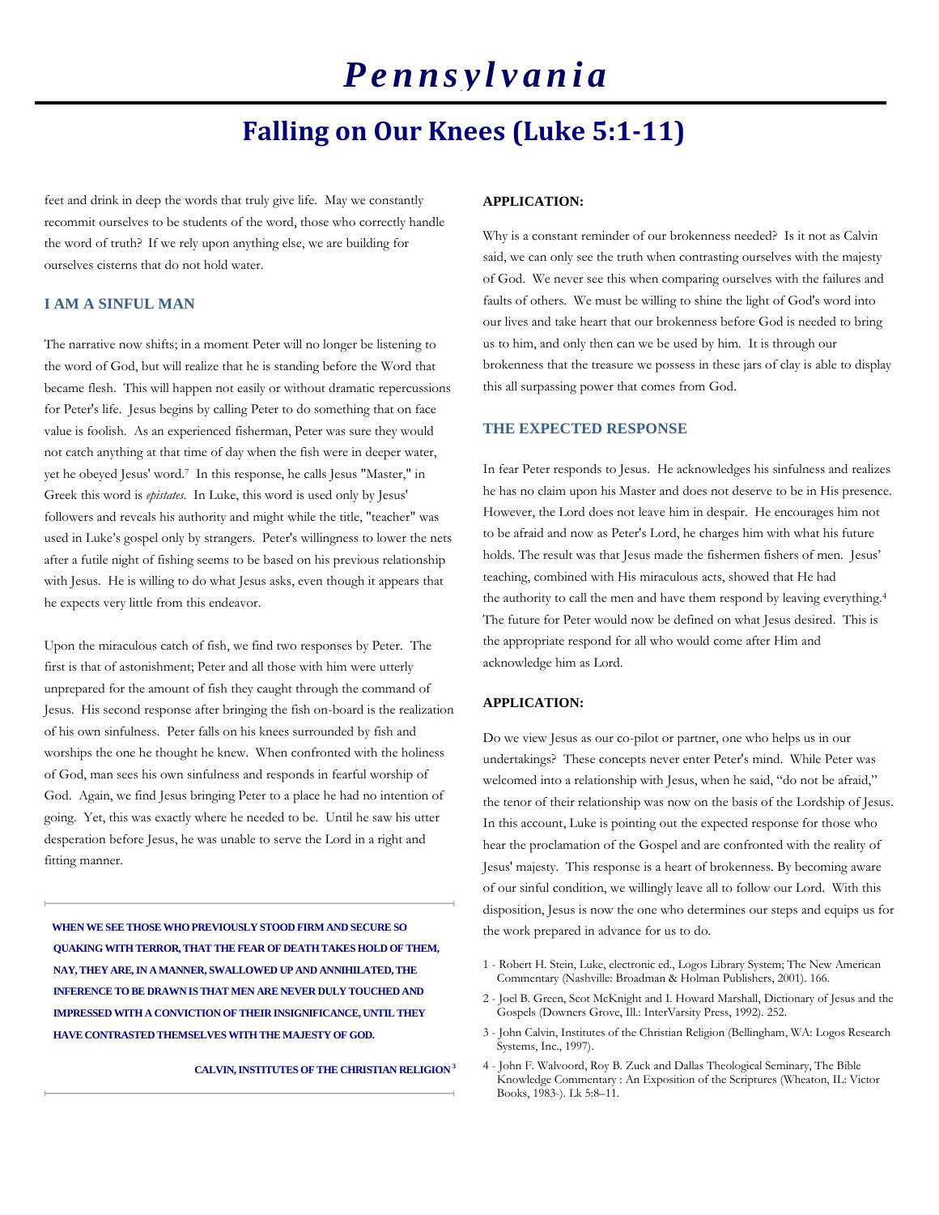# Falling on Our Knees (Luke 5:1-11)

feet and drink in deep the words that truly give life. May we constantly recommit ourselves to be students of the word, those who correctly handle the word of truth? If we rely upon anything else, we are building for ourselves cisterns that do not hold water.

### I AM A SINFUL MAN

The narrative now shifts; in a moment Peter will no longer be listening to the word of God, but will realize that he is standing before the Word that became flesh. This will happen not easily or without dramatic repercussions for Peter's life. Jesus begins by calling Peter to do something that on face value is foolish. As an experienced fisherman, Peter was sure they would not catch anything at that time of day when the fish were in deeper water, yet he obeyed Jesus' word.[7] In this response, he calls Jesus "Master," in Greek this word is *epistates*. In Luke, this word is used only by Jesus' followers and reveals his authority and might while the title, "teacher" was used in Luke's gospel only by strangers. Peter's willingness to lower the nets after a futile night of fishing seems to be based on his previous relationship with Jesus. He is willing to do what Jesus asks, even though it appears that he expects very little from this endeavor.

Upon the miraculous catch of fish, we find two responses by Peter. The first is that of astonishment; Peter and all those with him were utterly unprepared for the amount of fish they caught through the command of Jesus. His second response after bringing the fish on-board is the realization of his own sinfulness. Peter falls on his knees surrounded by fish and worships the one he thought he knew. When confronted with the holiness of God, man sees his own sinfulness and responds in fearful worship of God. Again, we find Jesus bringing Peter to a place he had no intention of going. Yet, this was exactly where he needed to be. Until he saw his utter desperation before Jesus, he was unable to serve the Lord in a right and fitting manner.

> **WHEN WE SEE THOSE WHO PREVIOUSLY STOOD FIRM AND SECURE SO QUAKING WITH TERROR, THAT THE FEAR OF DEATH TAKES HOLD OF THEM, NAY, THEY ARE, IN A MANNER, SWALLOWED UP AND ANNIHILATED, THE INFERENCE TO BE DRAWN IS THAT MEN ARE NEVER DULY TOUCHED AND IMPRESSED WITH A CONVICTION OF THEIR INSIGNIFICANCE, UNTIL THEY HAVE CONTRASTED THEMSELVES WITH THE MAJESTY OF GOD.**
>
> **CALVIN, INSTITUTES OF THE CHRISTIAN RELIGION [3]**

**APPLICATION:**

Why is a constant reminder of our brokenness needed? Is it not as Calvin said, we can only see the truth when contrasting ourselves with the majesty of God. We never see this when comparing ourselves with the failures and faults of others. We must be willing to shine the light of God's word into our lives and take heart that our brokenness before God is needed to bring us to him, and only then can we be used by him. It is through our brokenness that the treasure we possess in these jars of clay is able to display this all surpassing power that comes from God.

### THE EXPECTED RESPONSE

In fear Peter responds to Jesus. He acknowledges his sinfulness and realizes he has no claim upon his Master and does not deserve to be in His presence. However, the Lord does not leave him in despair. He encourages him not to be afraid and now as Peter's Lord, he charges him with what his future holds. The result was that Jesus made the fishermen fishers of men. Jesus' teaching, combined with His miraculous acts, showed that He had the authority to call the men and have them respond by leaving everything.[4] The future for Peter would now be defined on what Jesus desired. This is the appropriate respond for all who would come after Him and acknowledge him as Lord.

**APPLICATION:**

Do we view Jesus as our co-pilot or partner, one who helps us in our undertakings? These concepts never enter Peter's mind. While Peter was welcomed into a relationship with Jesus, when he said, "do not be afraid," the tenor of their relationship was now on the basis of the Lordship of Jesus. In this account, Luke is pointing out the expected response for those who hear the proclamation of the Gospel and are confronted with the reality of Jesus' majesty. This response is a heart of brokenness. By becoming aware of our sinful condition, we willingly leave all to follow our Lord. With this disposition, Jesus is now the one who determines our steps and equips us for the work prepared in advance for us to do.

1 - Robert H. Stein, Luke, electronic ed., Logos Library System; The New American Commentary (Nashville: Broadman & Holman Publishers, 2001). 166.

2 - Joel B. Green, Scot McKnight and I. Howard Marshall, Dictionary of Jesus and the Gospels (Downers Grove, Ill.: InterVarsity Press, 1992). 252.

3 - John Calvin, Institutes of the Christian Religion (Bellingham, WA: Logos Research Systems, Inc., 1997).

4 - John F. Walvoord, Roy B. Zuck and Dallas Theological Seminary, The Bible Knowledge Commentary : An Exposition of the Scriptures (Wheaton, IL: Victor Books, 1983-). Lk 5:8–11.